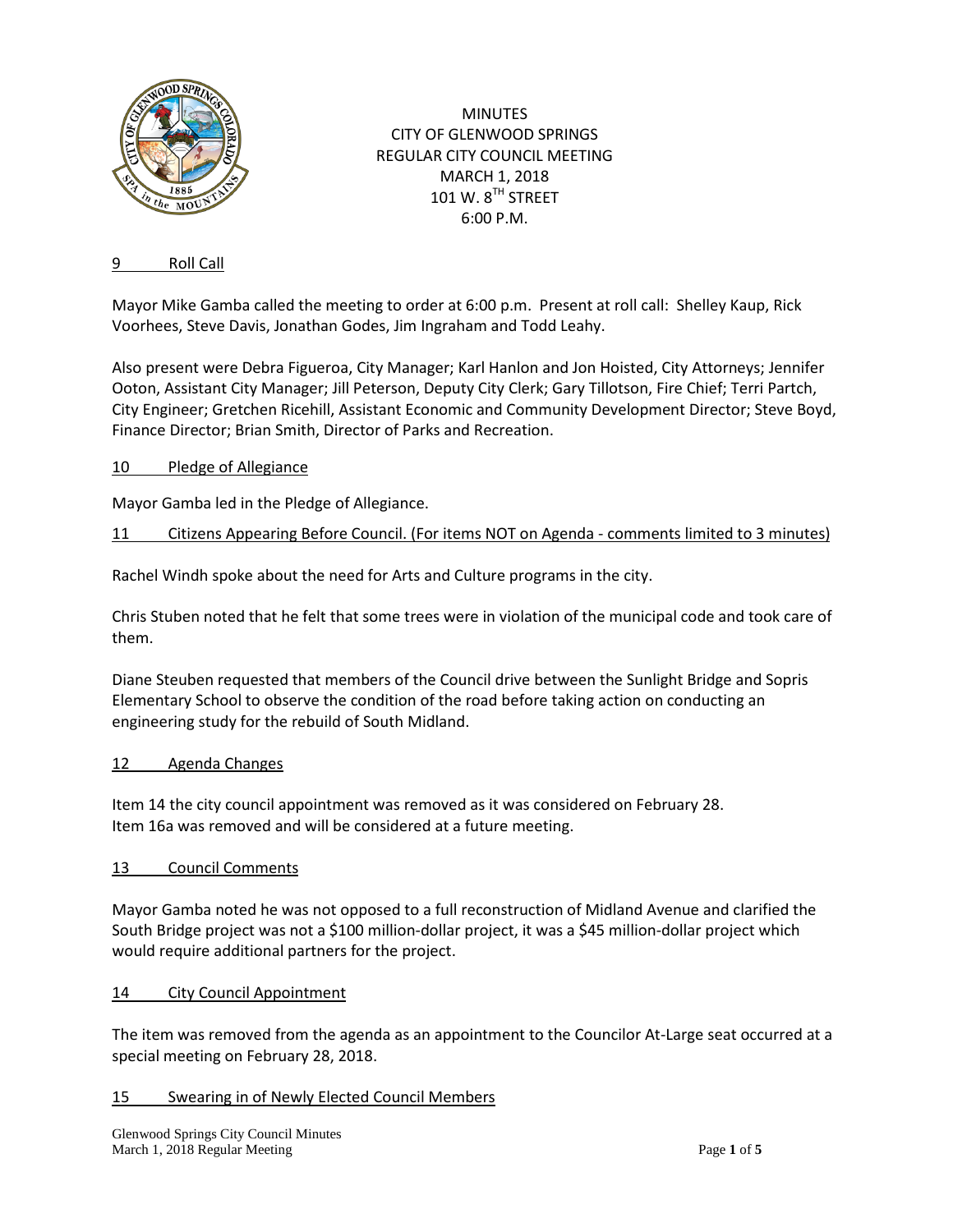MINUTES
CITY OF GLENWOOD SPRINGS
REGULAR CITY COUNCIL MEETING
MARCH 1, 2018
101 W. 8TH STREET
6:00 P.M.

## 9 Roll Call

Mayor Mike Gamba called the meeting to order at 6:00 p.m. Present at roll call: Shelley Kaup, Rick Voorhees, Steve Davis, Jonathan Godes, Jim Ingraham and Todd Leahy.

Also present were Debra Figueroa, City Manager; Karl Hanlon and Jon Hoisted, City Attorneys; Jennifer Ooton, Assistant City Manager; Jill Peterson, Deputy City Clerk; Gary Tillotson, Fire Chief; Terri Partch, City Engineer; Gretchen Ricehill, Assistant Economic and Community Development Director; Steve Boyd, Finance Director; Brian Smith, Director of Parks and Recreation.

## 10 Pledge of Allegiance

Mayor Gamba led in the Pledge of Allegiance.

## 11 Citizens Appearing Before Council. (For items NOT on Agenda - comments limited to 3 minutes)

Rachel Windh spoke about the need for Arts and Culture programs in the city.

Chris Stuben noted that he felt that some trees were in violation of the municipal code and took care of them.

Diane Steuben requested that members of the Council drive between the Sunlight Bridge and Sopris Elementary School to observe the condition of the road before taking action on conducting an engineering study for the rebuild of South Midland.

## 12 Agenda Changes

Item 14 the city council appointment was removed as it was considered on February 28.
Item 16a was removed and will be considered at a future meeting.

## 13 Council Comments

Mayor Gamba noted he was not opposed to a full reconstruction of Midland Avenue and clarified the South Bridge project was not a $100 million-dollar project, it was a $45 million-dollar project which would require additional partners for the project.

## 14 City Council Appointment

The item was removed from the agenda as an appointment to the Councilor At-Large seat occurred at a special meeting on February 28, 2018.

## 15 Swearing in of Newly Elected Council Members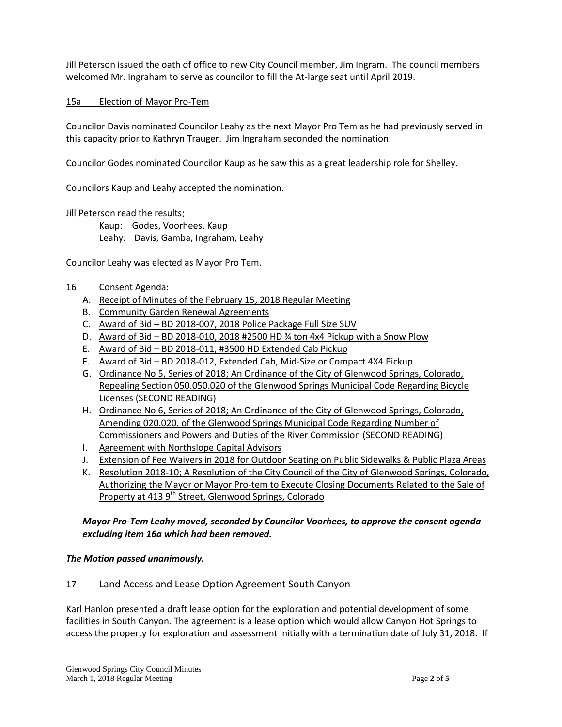Jill Peterson issued the oath of office to new City Council member, Jim Ingram. The council members welcomed Mr. Ingraham to serve as councilor to fill the At-large seat until April 2019.

15a Election of Mayor Pro-Tem

Councilor Davis nominated Councilor Leahy as the next Mayor Pro Tem as he had previously served in this capacity prior to Kathryn Trauger. Jim Ingraham seconded the nomination.

Councilor Godes nominated Councilor Kaup as he saw this as a great leadership role for Shelley.

Councilors Kaup and Leahy accepted the nomination.

Jill Peterson read the results:

Kaup: Godes, Voorhees, Kaup
Leahy: Davis, Gamba, Ingraham, Leahy

Councilor Leahy was elected as Mayor Pro Tem.

16 Consent Agenda:

A. Receipt of Minutes of the February 15, 2018 Regular Meeting
B. Community Garden Renewal Agreements
C. Award of Bid – BD 2018-007, 2018 Police Package Full Size SUV
D. Award of Bid – BD 2018-010, 2018 #2500 HD ¾ ton 4x4 Pickup with a Snow Plow
E. Award of Bid – BD 2018-011, #3500 HD Extended Cab Pickup
F. Award of Bid – BD 2018-012, Extended Cab, Mid-Size or Compact 4X4 Pickup
G. Ordinance No 5, Series of 2018; An Ordinance of the City of Glenwood Springs, Colorado, Repealing Section 050.050.020 of the Glenwood Springs Municipal Code Regarding Bicycle Licenses (SECOND READING)
H. Ordinance No 6, Series of 2018; An Ordinance of the City of Glenwood Springs, Colorado, Amending 020.020. of the Glenwood Springs Municipal Code Regarding Number of Commissioners and Powers and Duties of the River Commission (SECOND READING)
I. Agreement with Northslope Capital Advisors
J. Extension of Fee Waivers in 2018 for Outdoor Seating on Public Sidewalks & Public Plaza Areas
K. Resolution 2018-10; A Resolution of the City Council of the City of Glenwood Springs, Colorado, Authorizing the Mayor or Mayor Pro-tem to Execute Closing Documents Related to the Sale of Property at 413 9th Street, Glenwood Springs, Colorado

***Mayor Pro-Tem Leahy moved, seconded by Councilor Voorhees, to approve the consent agenda excluding item 16a which had been removed.***

***The Motion passed unanimously.***

17 Land Access and Lease Option Agreement South Canyon

Karl Hanlon presented a draft lease option for the exploration and potential development of some facilities in South Canyon. The agreement is a lease option which would allow Canyon Hot Springs to access the property for exploration and assessment initially with a termination date of July 31, 2018. If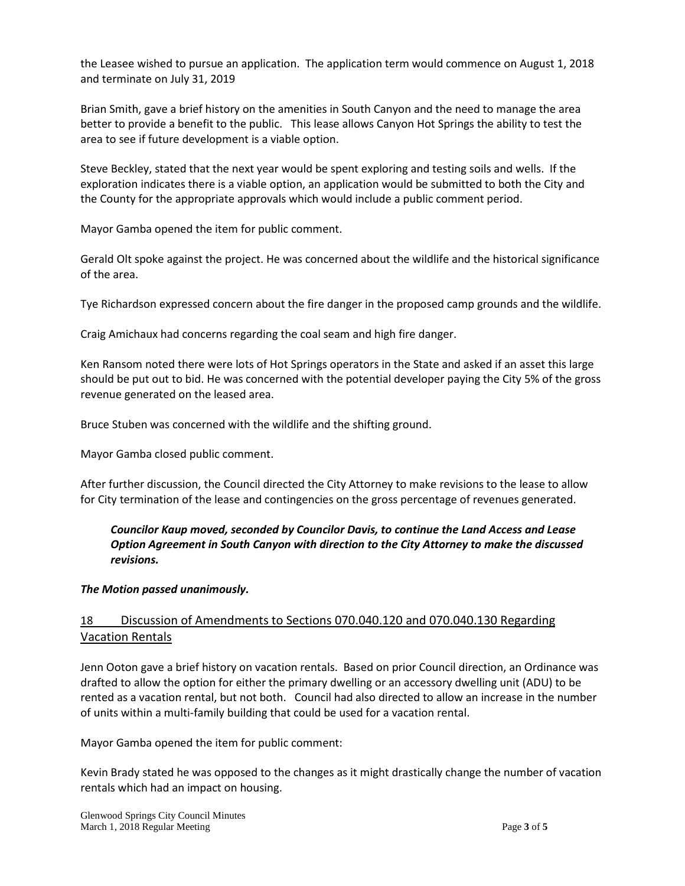the Leasee wished to pursue an application. The application term would commence on August 1, 2018 and terminate on July 31, 2019

Brian Smith, gave a brief history on the amenities in South Canyon and the need to manage the area better to provide a benefit to the public. This lease allows Canyon Hot Springs the ability to test the area to see if future development is a viable option.

Steve Beckley, stated that the next year would be spent exploring and testing soils and wells. If the exploration indicates there is a viable option, an application would be submitted to both the City and the County for the appropriate approvals which would include a public comment period.

Mayor Gamba opened the item for public comment.

Gerald Olt spoke against the project. He was concerned about the wildlife and the historical significance of the area.

Tye Richardson expressed concern about the fire danger in the proposed camp grounds and the wildlife.

Craig Amichaux had concerns regarding the coal seam and high fire danger.

Ken Ransom noted there were lots of Hot Springs operators in the State and asked if an asset this large should be put out to bid. He was concerned with the potential developer paying the City 5% of the gross revenue generated on the leased area.

Bruce Stuben was concerned with the wildlife and the shifting ground.

Mayor Gamba closed public comment.

After further discussion, the Council directed the City Attorney to make revisions to the lease to allow for City termination of the lease and contingencies on the gross percentage of revenues generated.

> ***Councilor Kaup moved, seconded by Councilor Davis, to continue the Land Access and Lease Option Agreement in South Canyon with direction to the City Attorney to make the discussed revisions.***

***The Motion passed unanimously.***

## 18 Discussion of Amendments to Sections 070.040.120 and 070.040.130 Regarding Vacation Rentals

Jenn Ooton gave a brief history on vacation rentals. Based on prior Council direction, an Ordinance was drafted to allow the option for either the primary dwelling or an accessory dwelling unit (ADU) to be rented as a vacation rental, but not both. Council had also directed to allow an increase in the number of units within a multi-family building that could be used for a vacation rental.

Mayor Gamba opened the item for public comment:

Kevin Brady stated he was opposed to the changes as it might drastically change the number of vacation rentals which had an impact on housing.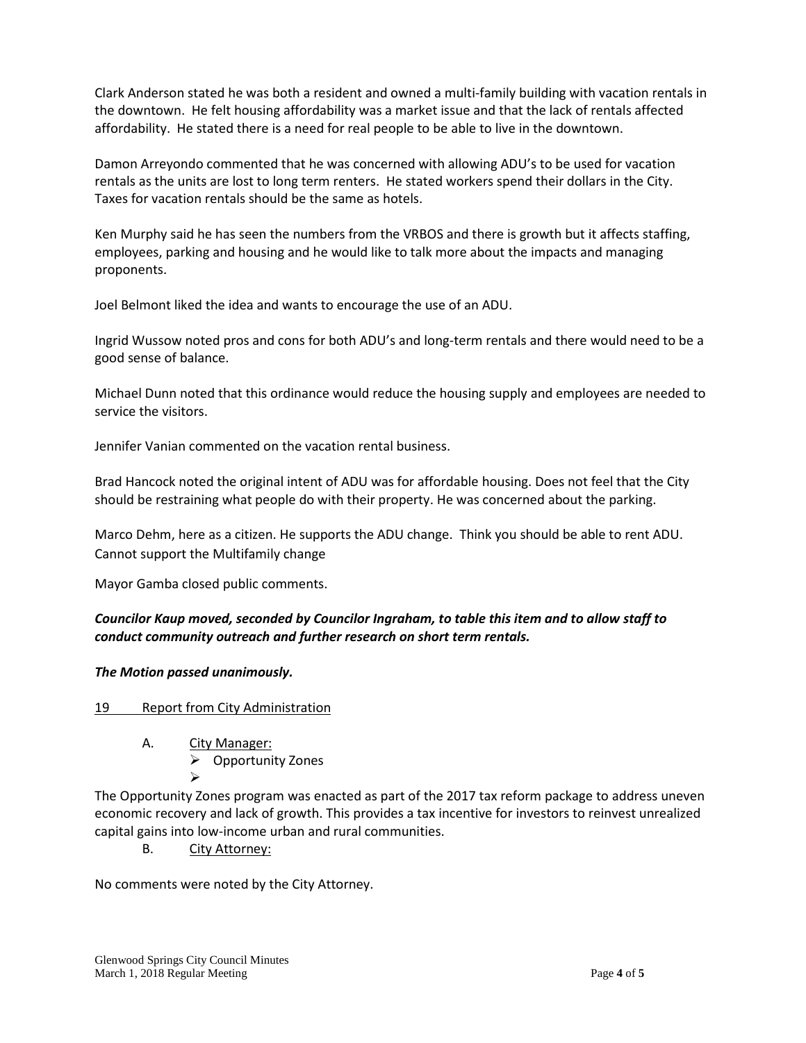Clark Anderson stated he was both a resident and owned a multi-family building with vacation rentals in the downtown. He felt housing affordability was a market issue and that the lack of rentals affected affordability. He stated there is a need for real people to be able to live in the downtown.

Damon Arreyondo commented that he was concerned with allowing ADU's to be used for vacation rentals as the units are lost to long term renters. He stated workers spend their dollars in the City. Taxes for vacation rentals should be the same as hotels.

Ken Murphy said he has seen the numbers from the VRBOS and there is growth but it affects staffing, employees, parking and housing and he would like to talk more about the impacts and managing proponents.

Joel Belmont liked the idea and wants to encourage the use of an ADU.

Ingrid Wussow noted pros and cons for both ADU's and long-term rentals and there would need to be a good sense of balance.

Michael Dunn noted that this ordinance would reduce the housing supply and employees are needed to service the visitors.

Jennifer Vanian commented on the vacation rental business.

Brad Hancock noted the original intent of ADU was for affordable housing. Does not feel that the City should be restraining what people do with their property. He was concerned about the parking.

Marco Dehm, here as a citizen. He supports the ADU change. Think you should be able to rent ADU. Cannot support the Multifamily change

Mayor Gamba closed public comments.

***Councilor Kaup moved, seconded by Councilor Ingraham, to table this item and to allow staff to conduct community outreach and further research on short term rentals.***

***The Motion passed unanimously.***

19 Report from City Administration

A. City Manager:

- Opportunity Zones
-

The Opportunity Zones program was enacted as part of the 2017 tax reform package to address uneven economic recovery and lack of growth. This provides a tax incentive for investors to reinvest unrealized capital gains into low-income urban and rural communities.

B. City Attorney:

No comments were noted by the City Attorney.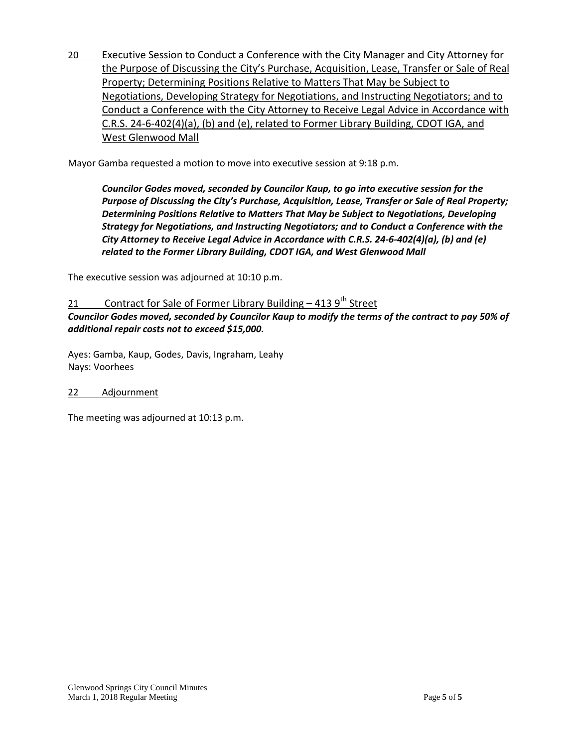20 Executive Session to Conduct a Conference with the City Manager and City Attorney for the Purpose of Discussing the City's Purchase, Acquisition, Lease, Transfer or Sale of Real Property; Determining Positions Relative to Matters That May be Subject to Negotiations, Developing Strategy for Negotiations, and Instructing Negotiators; and to Conduct a Conference with the City Attorney to Receive Legal Advice in Accordance with C.R.S. 24-6-402(4)(a), (b) and (e), related to Former Library Building, CDOT IGA, and West Glenwood Mall

Mayor Gamba requested a motion to move into executive session at 9:18 p.m.

> ***Councilor Godes moved, seconded by Councilor Kaup, to go into executive session for the Purpose of Discussing the City's Purchase, Acquisition, Lease, Transfer or Sale of Real Property; Determining Positions Relative to Matters That May be Subject to Negotiations, Developing Strategy for Negotiations, and Instructing Negotiators; and to Conduct a Conference with the City Attorney to Receive Legal Advice in Accordance with C.R.S. 24-6-402(4)(a), (b) and (e) related to the Former Library Building, CDOT IGA, and West Glenwood Mall***

The executive session was adjourned at 10:10 p.m.

21 Contract for Sale of Former Library Building – 413 9th Street

***Councilor Godes moved, seconded by Councilor Kaup to modify the terms of the contract to pay 50% of additional repair costs not to exceed $15,000.***

Ayes: Gamba, Kaup, Godes, Davis, Ingraham, Leahy
Nays: Voorhees

22 Adjournment

The meeting was adjourned at 10:13 p.m.

Glenwood Springs City Council Minutes
March 1, 2018 Regular Meeting